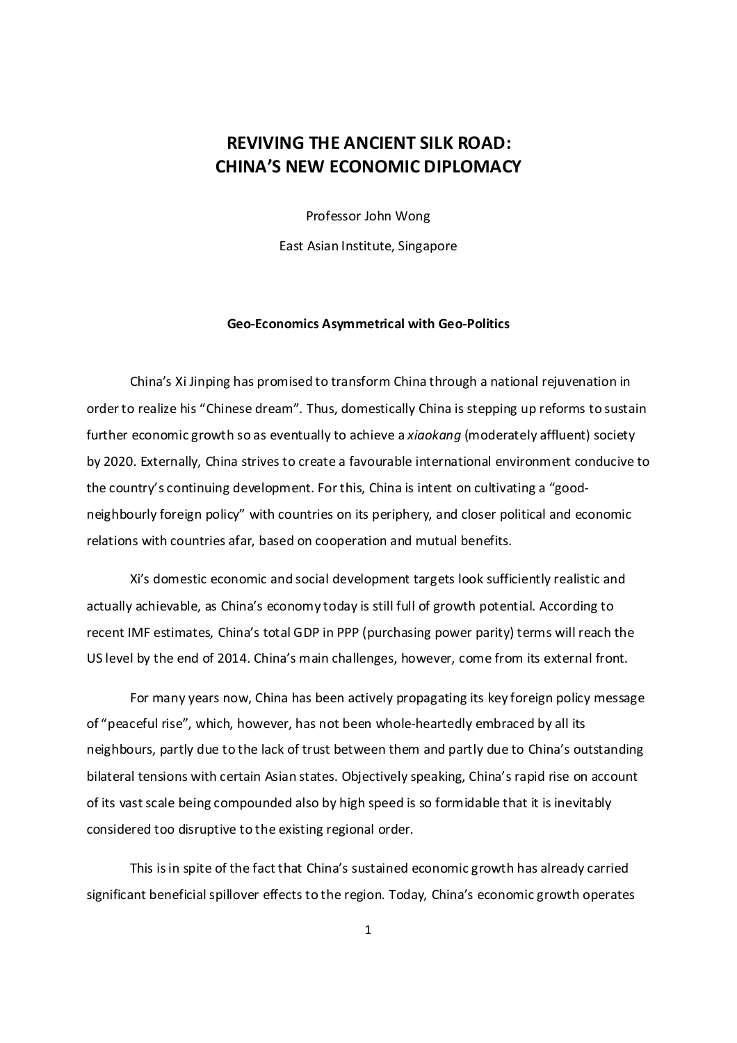# REVIVING THE ANCIENT SILK ROAD: CHINA'S NEW ECONOMIC DIPLOMACY

Professor John Wong

East Asian Institute, Singapore

### Geo-Economics Asymmetrical with Geo-Politics

China's Xi Jinping has promised to transform China through a national rejuvenation in order to realize his "Chinese dream". Thus, domestically China is stepping up reforms to sustain further economic growth so as eventually to achieve a *xiaokang* (moderately affluent) society by 2020. Externally, China strives to create a favourable international environment conducive to the country's continuing development. For this, China is intent on cultivating a "good-neighbourly foreign policy" with countries on its periphery, and closer political and economic relations with countries afar, based on cooperation and mutual benefits.

Xi's domestic economic and social development targets look sufficiently realistic and actually achievable, as China's economy today is still full of growth potential. According to recent IMF estimates, China's total GDP in PPP (purchasing power parity) terms will reach the US level by the end of 2014. China's main challenges, however, come from its external front.

For many years now, China has been actively propagating its key foreign policy message of "peaceful rise", which, however, has not been whole-heartedly embraced by all its neighbours, partly due to the lack of trust between them and partly due to China's outstanding bilateral tensions with certain Asian states. Objectively speaking, China's rapid rise on account of its vast scale being compounded also by high speed is so formidable that it is inevitably considered too disruptive to the existing regional order.

This is in spite of the fact that China's sustained economic growth has already carried significant beneficial spillover effects to the region. Today, China's economic growth operates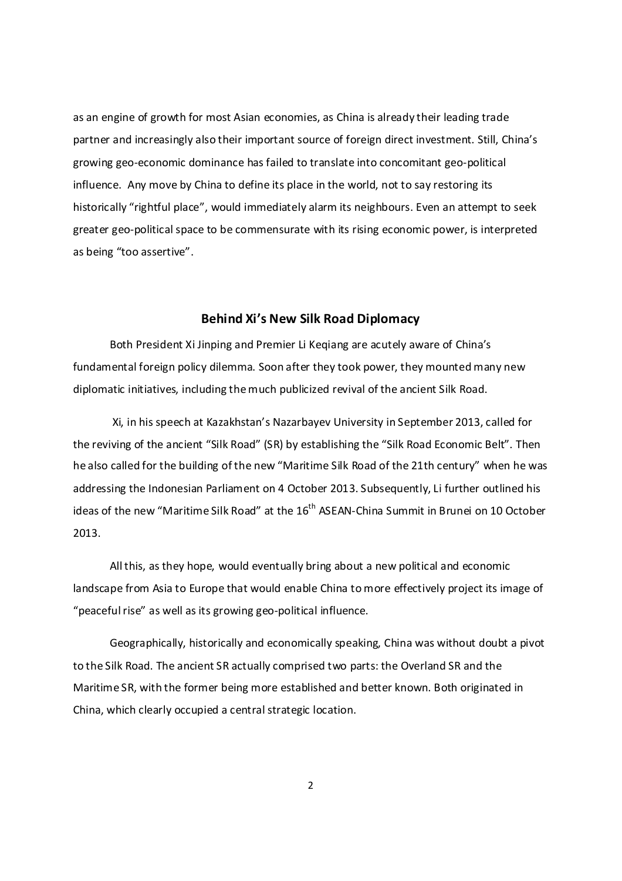as an engine of growth for most Asian economies, as China is already their leading trade partner and increasingly also their important source of foreign direct investment. Still, China's growing geo-economic dominance has failed to translate into concomitant geo-political influence. Any move by China to define its place in the world, not to say restoring its historically "rightful place", would immediately alarm its neighbours. Even an attempt to seek greater geo-political space to be commensurate with its rising economic power, is interpreted as being "too assertive".

## Behind Xi's New Silk Road Diplomacy

Both President Xi Jinping and Premier Li Keqiang are acutely aware of China's fundamental foreign policy dilemma. Soon after they took power, they mounted many new diplomatic initiatives, including the much publicized revival of the ancient Silk Road.

Xi, in his speech at Kazakhstan's Nazarbayev University in September 2013, called for the reviving of the ancient "Silk Road" (SR) by establishing the "Silk Road Economic Belt". Then he also called for the building of the new "Maritime Silk Road of the 21th century" when he was addressing the Indonesian Parliament on 4 October 2013. Subsequently, Li further outlined his ideas of the new "Maritime Silk Road" at the 16th ASEAN-China Summit in Brunei on 10 October 2013.

All this, as they hope, would eventually bring about a new political and economic landscape from Asia to Europe that would enable China to more effectively project its image of "peaceful rise" as well as its growing geo-political influence.

Geographically, historically and economically speaking, China was without doubt a pivot to the Silk Road. The ancient SR actually comprised two parts: the Overland SR and the Maritime SR, with the former being more established and better known. Both originated in China, which clearly occupied a central strategic location.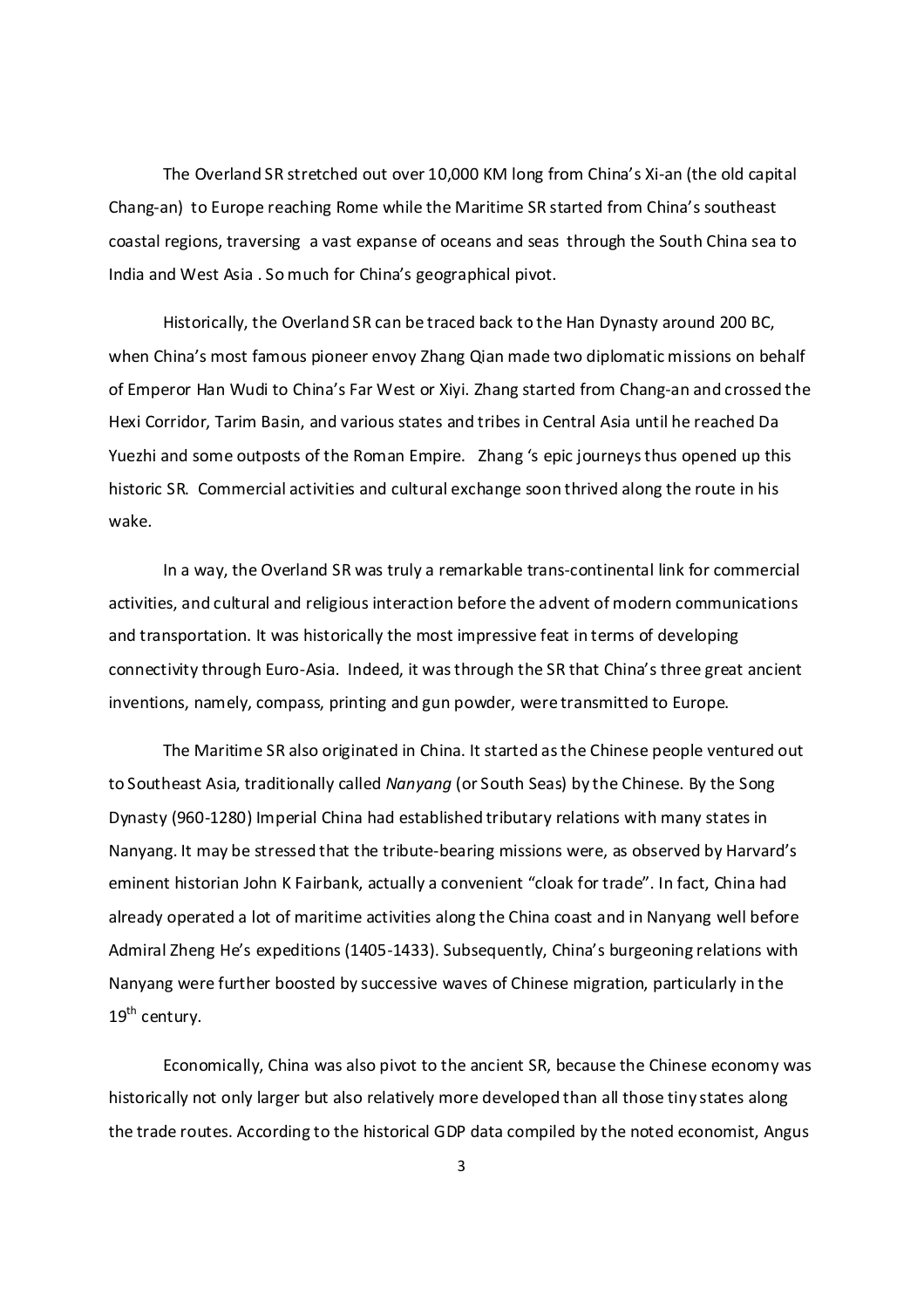The Overland SR stretched out over 10,000 KM long from China's Xi-an (the old capital Chang-an) to Europe reaching Rome while the Maritime SR started from China's southeast coastal regions, traversing a vast expanse of oceans and seas through the South China sea to India and West Asia . So much for China's geographical pivot.

Historically, the Overland SR can be traced back to the Han Dynasty around 200 BC, when China's most famous pioneer envoy Zhang Qian made two diplomatic missions on behalf of Emperor Han Wudi to China's Far West or Xiyi. Zhang started from Chang-an and crossed the Hexi Corridor, Tarim Basin, and various states and tribes in Central Asia until he reached Da Yuezhi and some outposts of the Roman Empire. Zhang 's epic journeys thus opened up this historic SR. Commercial activities and cultural exchange soon thrived along the route in his wake.

In a way, the Overland SR was truly a remarkable trans-continental link for commercial activities, and cultural and religious interaction before the advent of modern communications and transportation. It was historically the most impressive feat in terms of developing connectivity through Euro-Asia. Indeed, it was through the SR that China's three great ancient inventions, namely, compass, printing and gun powder, were transmitted to Europe.

The Maritime SR also originated in China. It started as the Chinese people ventured out to Southeast Asia, traditionally called *Nanyang* (or South Seas) by the Chinese. By the Song Dynasty (960-1280) Imperial China had established tributary relations with many states in Nanyang. It may be stressed that the tribute-bearing missions were, as observed by Harvard's eminent historian John K Fairbank, actually a convenient "cloak for trade". In fact, China had already operated a lot of maritime activities along the China coast and in Nanyang well before Admiral Zheng He's expeditions (1405-1433). Subsequently, China's burgeoning relations with Nanyang were further boosted by successive waves of Chinese migration, particularly in the 19th century.

Economically, China was also pivot to the ancient SR, because the Chinese economy was historically not only larger but also relatively more developed than all those tiny states along the trade routes. According to the historical GDP data compiled by the noted economist, Angus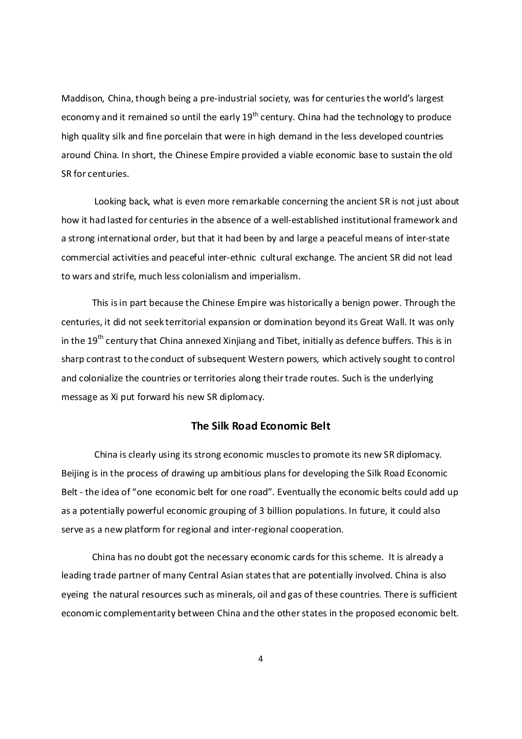Maddison, China, though being a pre-industrial society, was for centuries the world's largest economy and it remained so until the early 19th century. China had the technology to produce high quality silk and fine porcelain that were in high demand in the less developed countries around China. In short, the Chinese Empire provided a viable economic base to sustain the old SR for centuries.

Looking back, what is even more remarkable concerning the ancient SR is not just about how it had lasted for centuries in the absence of a well-established institutional framework and a strong international order, but that it had been by and large a peaceful means of inter-state commercial activities and peaceful inter-ethnic cultural exchange. The ancient SR did not lead to wars and strife, much less colonialism and imperialism.

This is in part because the Chinese Empire was historically a benign power. Through the centuries, it did not seek territorial expansion or domination beyond its Great Wall. It was only in the 19th century that China annexed Xinjiang and Tibet, initially as defence buffers. This is in sharp contrast to the conduct of subsequent Western powers, which actively sought to control and colonialize the countries or territories along their trade routes. Such is the underlying message as Xi put forward his new SR diplomacy.

## The Silk Road Economic Belt

China is clearly using its strong economic muscles to promote its new SR diplomacy. Beijing is in the process of drawing up ambitious plans for developing the Silk Road Economic Belt - the idea of "one economic belt for one road". Eventually the economic belts could add up as a potentially powerful economic grouping of 3 billion populations. In future, it could also serve as a new platform for regional and inter-regional cooperation.

China has no doubt got the necessary economic cards for this scheme. It is already a leading trade partner of many Central Asian states that are potentially involved. China is also eyeing the natural resources such as minerals, oil and gas of these countries. There is sufficient economic complementarity between China and the other states in the proposed economic belt.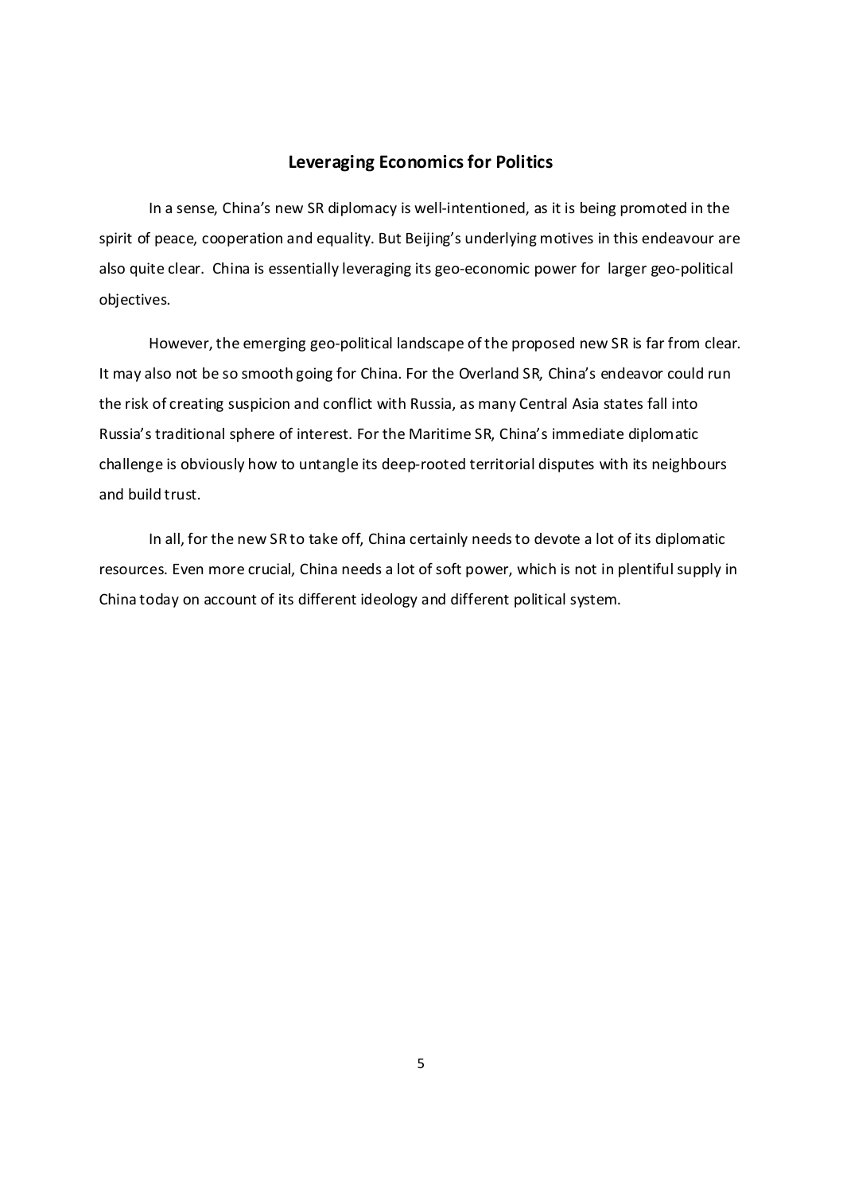## Leveraging Economics for Politics

In a sense, China's new SR diplomacy is well-intentioned, as it is being promoted in the spirit of peace, cooperation and equality. But Beijing's underlying motives in this endeavour are also quite clear. China is essentially leveraging its geo-economic power for larger geo-political objectives.

However, the emerging geo-political landscape of the proposed new SR is far from clear. It may also not be so smooth going for China. For the Overland SR, China's endeavor could run the risk of creating suspicion and conflict with Russia, as many Central Asia states fall into Russia's traditional sphere of interest. For the Maritime SR, China's immediate diplomatic challenge is obviously how to untangle its deep-rooted territorial disputes with its neighbours and build trust.

In all, for the new SR to take off, China certainly needs to devote a lot of its diplomatic resources. Even more crucial, China needs a lot of soft power, which is not in plentiful supply in China today on account of its different ideology and different political system.